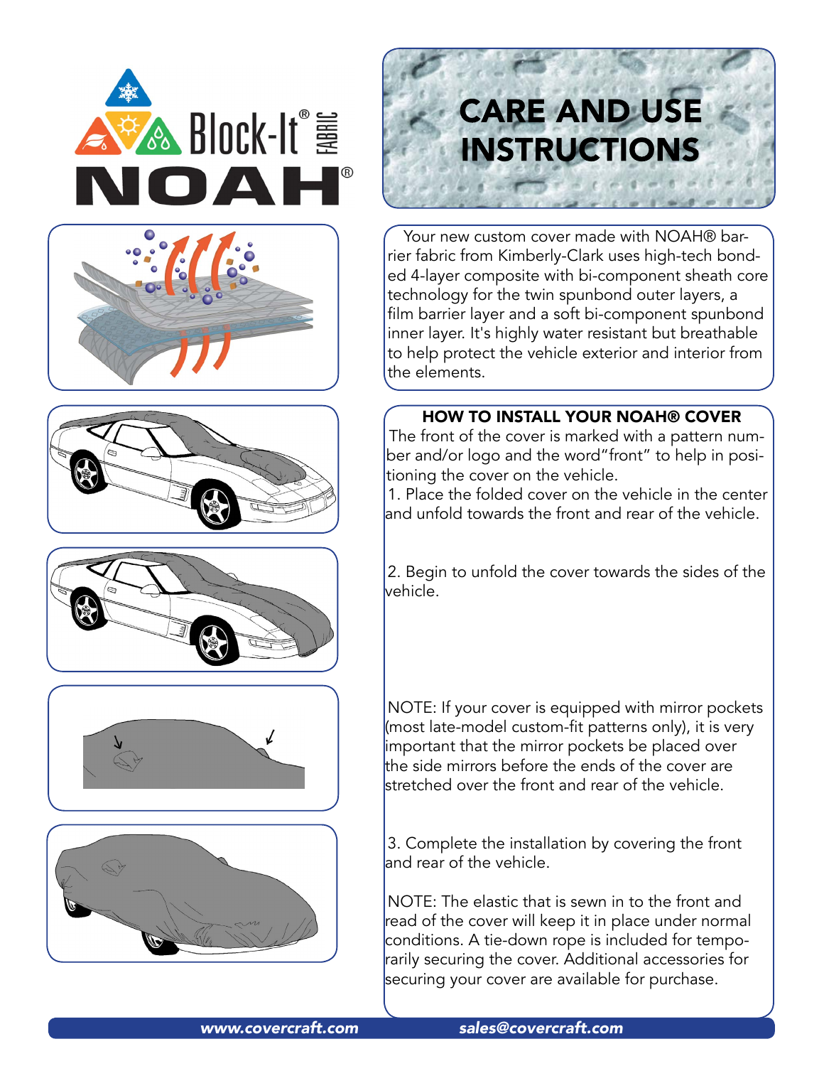Block-It® FABRIC

NOAH®

# CARE AND USE INSTRUCTIONS

Your new custom cover made with NOAH® barrier fabric from Kimberly-Clark uses high-tech bonded 4-layer composite with bi-component sheath core technology for the twin spunbond outer layers, a film barrier layer and a soft bi-component spunbond inner layer. It's highly water resistant but breathable to help protect the vehicle exterior and interior from the elements.

## HOW TO INSTALL YOUR NOAH® COVER

The front of the cover is marked with a pattern number and/or logo and the word"front" to help in positioning the cover on the vehicle.

1. Place the folded cover on the vehicle in the center and unfold towards the front and rear of the vehicle.

2. Begin to unfold the cover towards the sides of the vehicle.

NOTE: If your cover is equipped with mirror pockets (most late-model custom-fit patterns only), it is very important that the mirror pockets be placed over the side mirrors before the ends of the cover are stretched over the front and rear of the vehicle.

3. Complete the installation by covering the front and rear of the vehicle.

NOTE: The elastic that is sewn in to the front and read of the cover will keep it in place under normal conditions. A tie-down rope is included for temporarily securing the cover. Additional accessories for securing your cover are available for purchase.

*www.covercraft.com* *sales@covercraft.com*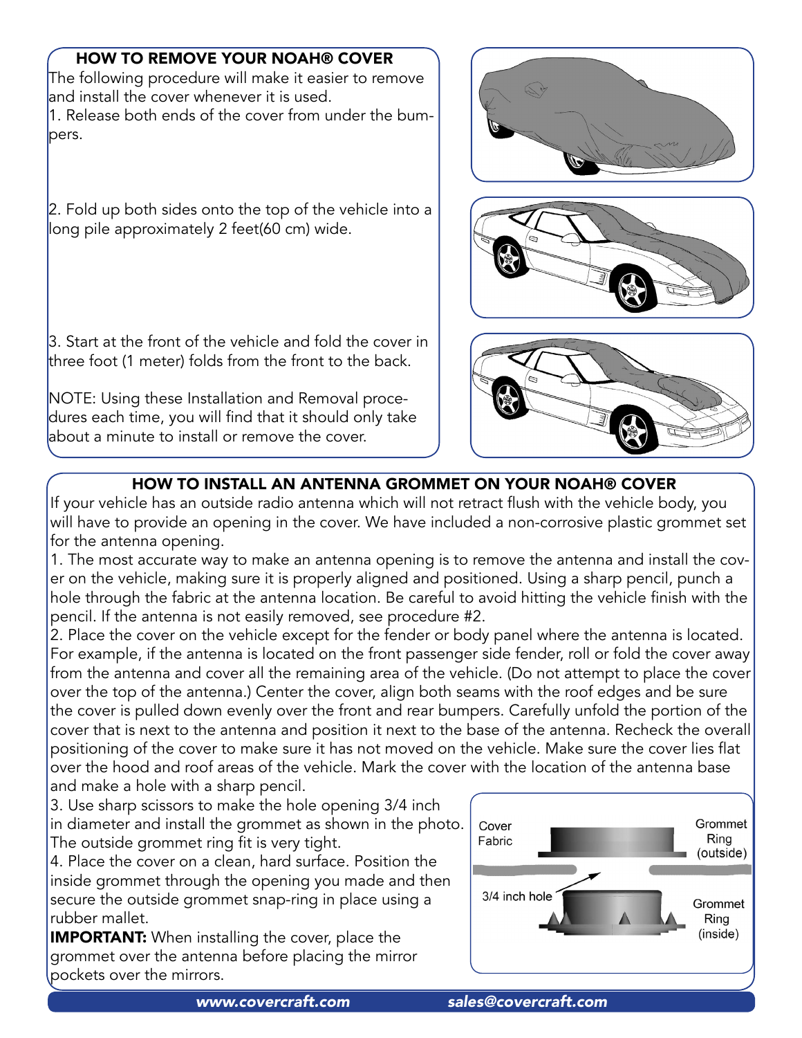## HOW TO REMOVE YOUR NOAH® COVER

The following procedure will make it easier to remove and install the cover whenever it is used.

1. Release both ends of the cover from under the bumpers.

2. Fold up both sides onto the top of the vehicle into a long pile approximately 2 feet(60 cm) wide.

3. Start at the front of the vehicle and fold the cover in three foot (1 meter) folds from the front to the back.

NOTE: Using these Installation and Removal procedures each time, you will find that it should only take about a minute to install or remove the cover.

## HOW TO INSTALL AN ANTENNA GROMMET ON YOUR NOAH® COVER

If your vehicle has an outside radio antenna which will not retract flush with the vehicle body, you will have to provide an opening in the cover. We have included a non-corrosive plastic grommet set for the antenna opening.

1. The most accurate way to make an antenna opening is to remove the antenna and install the cover on the vehicle, making sure it is properly aligned and positioned. Using a sharp pencil, punch a hole through the fabric at the antenna location. Be careful to avoid hitting the vehicle finish with the pencil. If the antenna is not easily removed, see procedure #2.

2. Place the cover on the vehicle except for the fender or body panel where the antenna is located. For example, if the antenna is located on the front passenger side fender, roll or fold the cover away from the antenna and cover all the remaining area of the vehicle. (Do not attempt to place the cover over the top of the antenna.) Center the cover, align both seams with the roof edges and be sure the cover is pulled down evenly over the front and rear bumpers. Carefully unfold the portion of the cover that is next to the antenna and position it next to the base of the antenna. Recheck the overall positioning of the cover to make sure it has not moved on the vehicle. Make sure the cover lies flat over the hood and roof areas of the vehicle. Mark the cover with the location of the antenna base and make a hole with a sharp pencil.

3. Use sharp scissors to make the hole opening 3/4 inch in diameter and install the grommet as shown in the photo. The outside grommet ring fit is very tight.

4. Place the cover on a clean, hard surface. Position the inside grommet through the opening you made and then secure the outside grommet snap-ring in place using a rubber mallet.

**IMPORTANT:** When installing the cover, place the grommet over the antenna before placing the mirror pockets over the mirrors.

Cover Fabric — Grommet Ring (outside) — 3/4 inch hole — Grommet Ring (inside)

*www.covercraft.com* *sales@covercraft.com*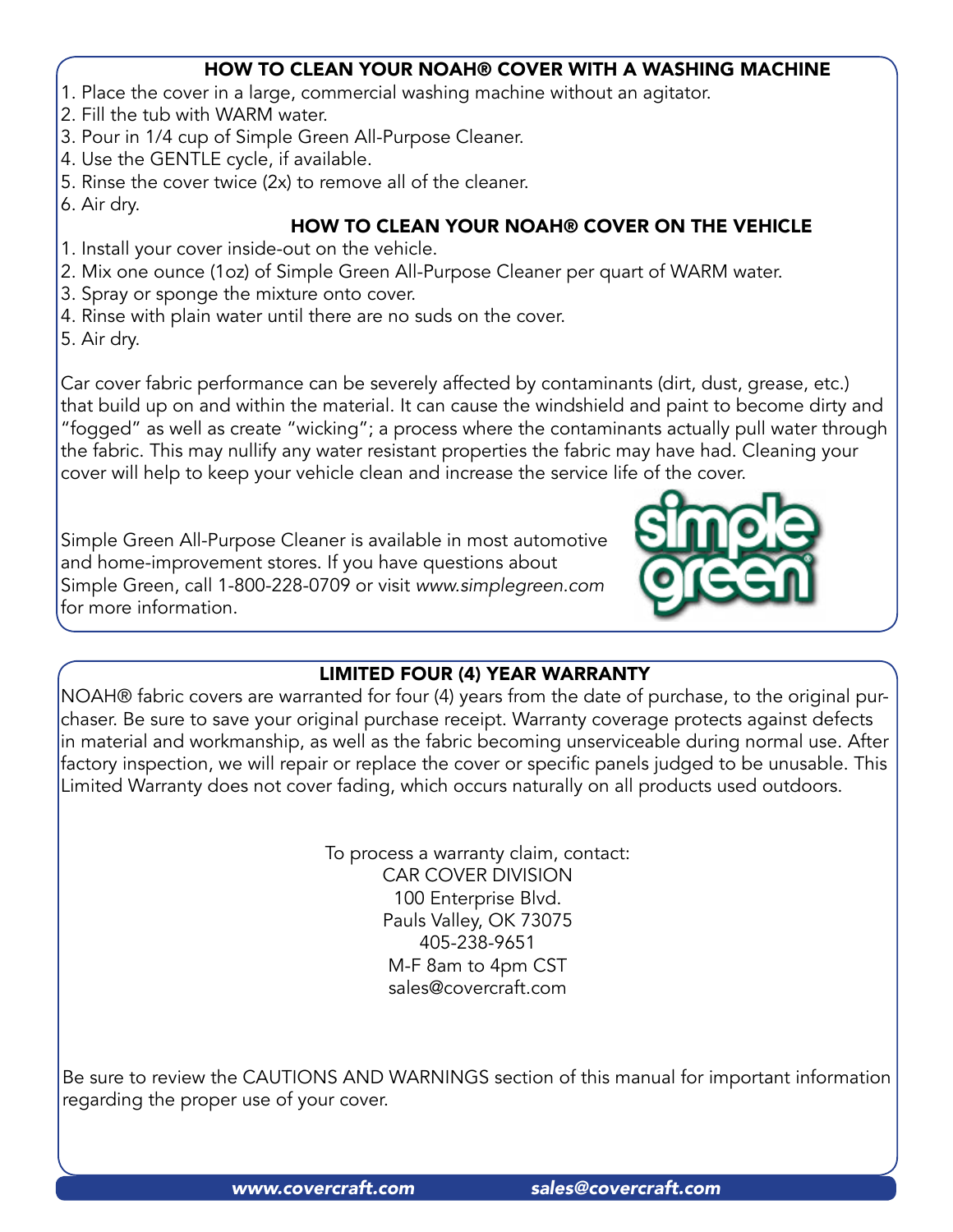## HOW TO CLEAN YOUR NOAH® COVER WITH A WASHING MACHINE

1. Place the cover in a large, commercial washing machine without an agitator.
2. Fill the tub with WARM water.
3. Pour in 1/4 cup of Simple Green All-Purpose Cleaner.
4. Use the GENTLE cycle, if available.
5. Rinse the cover twice (2x) to remove all of the cleaner.
6. Air dry.

## HOW TO CLEAN YOUR NOAH® COVER ON THE VEHICLE

1. Install your cover inside-out on the vehicle.
2. Mix one ounce (1oz) of Simple Green All-Purpose Cleaner per quart of WARM water.
3. Spray or sponge the mixture onto cover.
4. Rinse with plain water until there are no suds on the cover.
5. Air dry.

Car cover fabric performance can be severely affected by contaminants (dirt, dust, grease, etc.) that build up on and within the material. It can cause the windshield and paint to become dirty and "fogged" as well as create "wicking"; a process where the contaminants actually pull water through the fabric. This may nullify any water resistant properties the fabric may have had. Cleaning your cover will help to keep your vehicle clean and increase the service life of the cover.

Simple Green All-Purpose Cleaner is available in most automotive and home-improvement stores. If you have questions about Simple Green, call 1-800-228-0709 or visit *www.simplegreen.com* for more information.

simple green®

## LIMITED FOUR (4) YEAR WARRANTY

NOAH® fabric covers are warranted for four (4) years from the date of purchase, to the original purchaser. Be sure to save your original purchase receipt. Warranty coverage protects against defects in material and workmanship, as well as the fabric becoming unserviceable during normal use. After factory inspection, we will repair or replace the cover or specific panels judged to be unusable. This Limited Warranty does not cover fading, which occurs naturally on all products used outdoors.

To process a warranty claim, contact:
CAR COVER DIVISION
100 Enterprise Blvd.
Pauls Valley, OK 73075
405-238-9651
M-F 8am to 4pm CST
sales@covercraft.com

Be sure to review the CAUTIONS AND WARNINGS section of this manual for important information regarding the proper use of your cover.

***www.covercraft.com*** ***sales@covercraft.com***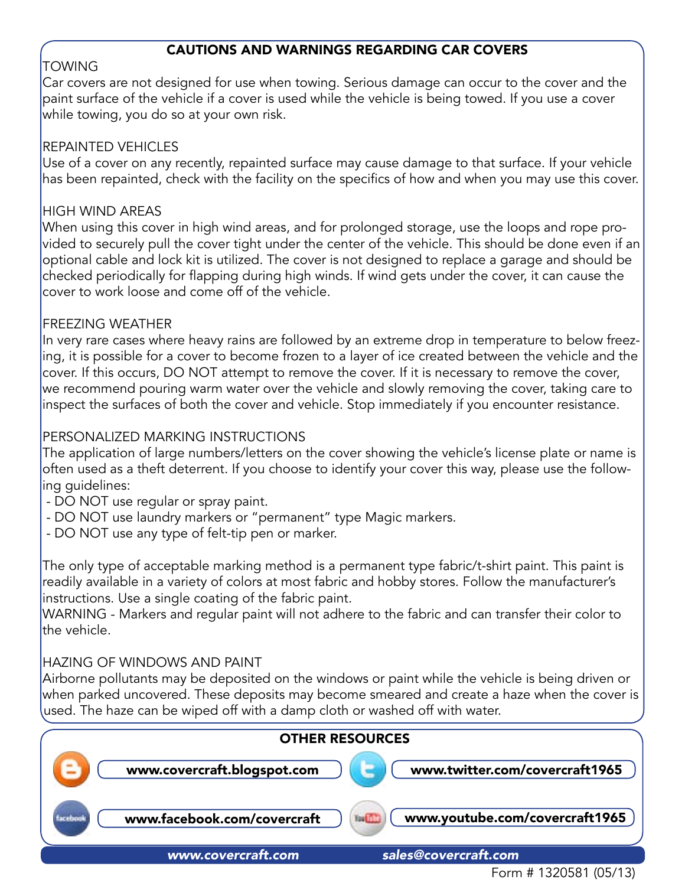## CAUTIONS AND WARNINGS REGARDING CAR COVERS

### TOWING

Car covers are not designed for use when towing. Serious damage can occur to the cover and the paint surface of the vehicle if a cover is used while the vehicle is being towed. If you use a cover while towing, you do so at your own risk.

### REPAINTED VEHICLES

Use of a cover on any recently, repainted surface may cause damage to that surface. If your vehicle has been repainted, check with the facility on the specifics of how and when you may use this cover.

### HIGH WIND AREAS

When using this cover in high wind areas, and for prolonged storage, use the loops and rope provided to securely pull the cover tight under the center of the vehicle. This should be done even if an optional cable and lock kit is utilized. The cover is not designed to replace a garage and should be checked periodically for flapping during high winds. If wind gets under the cover, it can cause the cover to work loose and come off of the vehicle.

### FREEZING WEATHER

In very rare cases where heavy rains are followed by an extreme drop in temperature to below freezing, it is possible for a cover to become frozen to a layer of ice created between the vehicle and the cover. If this occurs, DO NOT attempt to remove the cover. If it is necessary to remove the cover, we recommend pouring warm water over the vehicle and slowly removing the cover, taking care to inspect the surfaces of both the cover and vehicle. Stop immediately if you encounter resistance.

### PERSONALIZED MARKING INSTRUCTIONS

The application of large numbers/letters on the cover showing the vehicle's license plate or name is often used as a theft deterrent. If you choose to identify your cover this way, please use the following guidelines:

- DO NOT use regular or spray paint.
- DO NOT use laundry markers or "permanent" type Magic markers.
- DO NOT use any type of felt-tip pen or marker.

The only type of acceptable marking method is a permanent type fabric/t-shirt paint. This paint is readily available in a variety of colors at most fabric and hobby stores. Follow the manufacturer's instructions. Use a single coating of the fabric paint.

WARNING - Markers and regular paint will not adhere to the fabric and can transfer their color to the vehicle.

### HAZING OF WINDOWS AND PAINT

Airborne pollutants may be deposited on the windows or paint while the vehicle is being driven or when parked uncovered. These deposits may become smeared and create a haze when the cover is used. The haze can be wiped off with a damp cloth or washed off with water.

## OTHER RESOURCES

**www.covercraft.blogspot.com**

**www.twitter.com/covercraft1965**

**www.facebook.com/covercraft**

**www.youtube.com/covercraft1965**

***www.covercraft.com*** ***sales@covercraft.com***

Form # 1320581 (05/13)